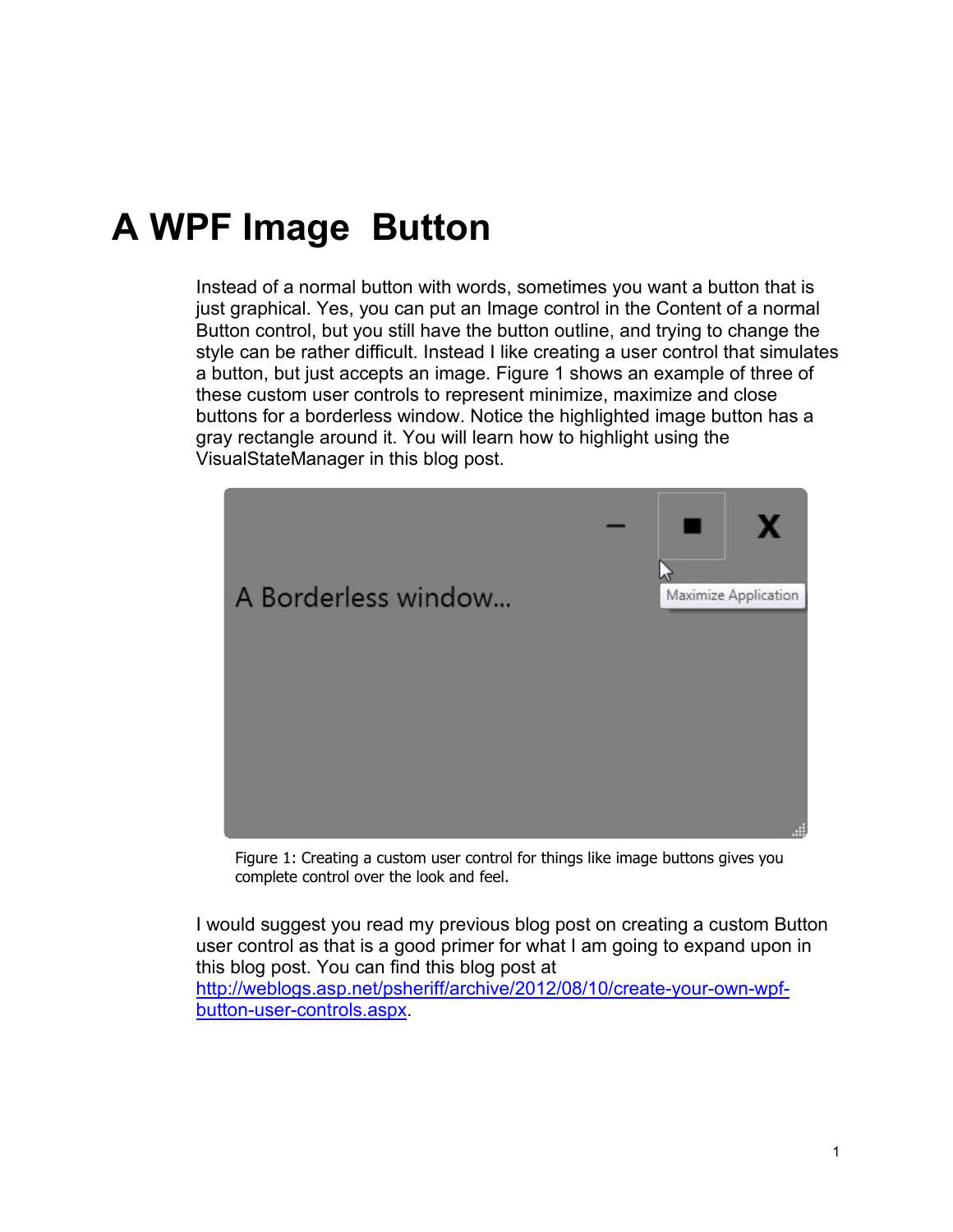# A WPF Image Button

Instead of a normal button with words, sometimes you want a button that is just graphical. Yes, you can put an Image control in the Content of a normal Button control, but you still have the button outline, and trying to change the style can be rather difficult. Instead I like creating a user control that simulates a button, but just accepts an image. Figure 1 shows an example of three of these custom user controls to represent minimize, maximize and close buttons for a borderless window. Notice the highlighted image button has a gray rectangle around it. You will learn how to highlight using the VisualStateManager in this blog post.

Figure 1: Creating a custom user control for things like image buttons gives you complete control over the look and feel.

I would suggest you read my previous blog post on creating a custom Button user control as that is a good primer for what I am going to expand upon in this blog post. You can find this blog post at [http://weblogs.asp.net/psheriff/archive/2012/08/10/create-your-own-wpf-button-user-controls.aspx](http://weblogs.asp.net/psheriff/archive/2012/08/10/create-your-own-wpf-button-user-controls.aspx).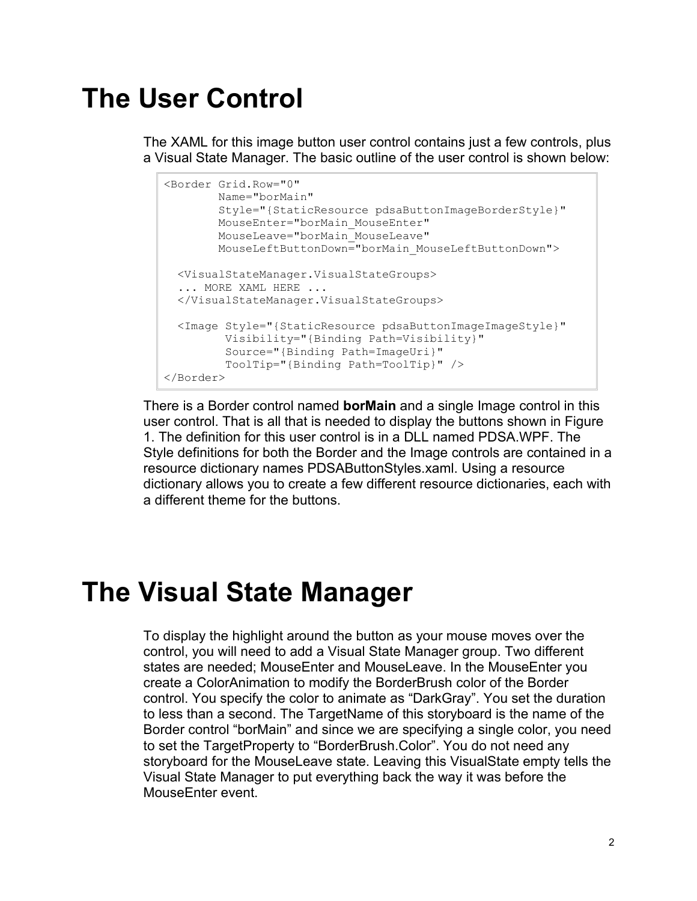# The User Control

The XAML for this image button user control contains just a few controls, plus a Visual State Manager. The basic outline of the user control is shown below:

```
<Border Grid.Row="0"
        Name="borMain"
        Style="{StaticResource pdsaButtonImageBorderStyle}"
        MouseEnter="borMain_MouseEnter"
        MouseLeave="borMain_MouseLeave"
        MouseLeftButtonDown="borMain_MouseLeftButtonDown">

  <VisualStateManager.VisualStateGroups>
  ... MORE XAML HERE ...
  </VisualStateManager.VisualStateGroups>

  <Image Style="{StaticResource pdsaButtonImageImageStyle}"
         Visibility="{Binding Path=Visibility}"
         Source="{Binding Path=ImageUri}"
         ToolTip="{Binding Path=ToolTip}" />
</Border>
```

There is a Border control named **borMain** and a single Image control in this user control. That is all that is needed to display the buttons shown in Figure 1. The definition for this user control is in a DLL named PDSA.WPF. The Style definitions for both the Border and the Image controls are contained in a resource dictionary names PDSAButtonStyles.xaml. Using a resource dictionary allows you to create a few different resource dictionaries, each with a different theme for the buttons.

# The Visual State Manager

To display the highlight around the button as your mouse moves over the control, you will need to add a Visual State Manager group. Two different states are needed; MouseEnter and MouseLeave. In the MouseEnter you create a ColorAnimation to modify the BorderBrush color of the Border control. You specify the color to animate as “DarkGray”. You set the duration to less than a second. The TargetName of this storyboard is the name of the Border control “borMain” and since we are specifying a single color, you need to set the TargetProperty to “BorderBrush.Color”. You do not need any storyboard for the MouseLeave state. Leaving this VisualState empty tells the Visual State Manager to put everything back the way it was before the MouseEnter event.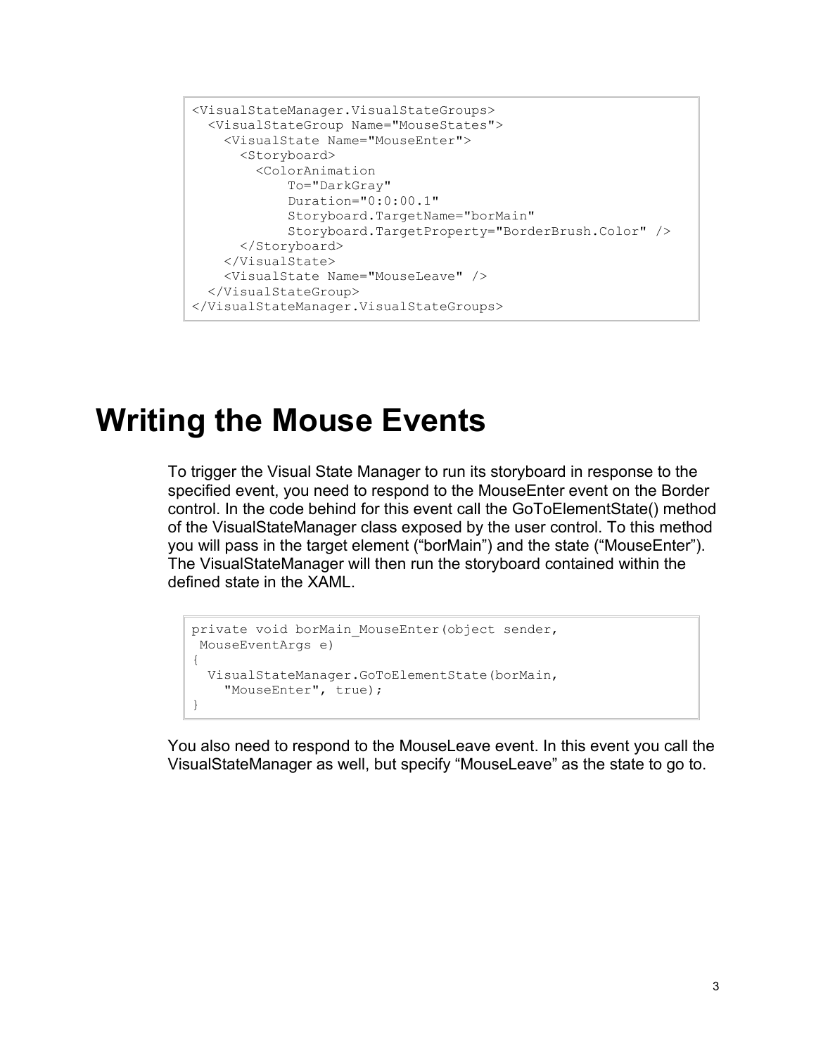```
<VisualStateManager.VisualStateGroups>
  <VisualStateGroup Name="MouseStates">
    <VisualState Name="MouseEnter">
      <Storyboard>
        <ColorAnimation
            To="DarkGray"
            Duration="0:0:00.1"
            Storyboard.TargetName="borMain"
            Storyboard.TargetProperty="BorderBrush.Color" />
      </Storyboard>
    </VisualState>
    <VisualState Name="MouseLeave" />
  </VisualStateGroup>
</VisualStateManager.VisualStateGroups>
```

# Writing the Mouse Events

To trigger the Visual State Manager to run its storyboard in response to the specified event, you need to respond to the MouseEnter event on the Border control. In the code behind for this event call the GoToElementState() method of the VisualStateManager class exposed by the user control. To this method you will pass in the target element ("borMain") and the state ("MouseEnter"). The VisualStateManager will then run the storyboard contained within the defined state in the XAML.

```
private void borMain_MouseEnter(object sender,
 MouseEventArgs e)
{
  VisualStateManager.GoToElementState(borMain,
    "MouseEnter", true);
}
```

You also need to respond to the MouseLeave event. In this event you call the VisualStateManager as well, but specify "MouseLeave" as the state to go to.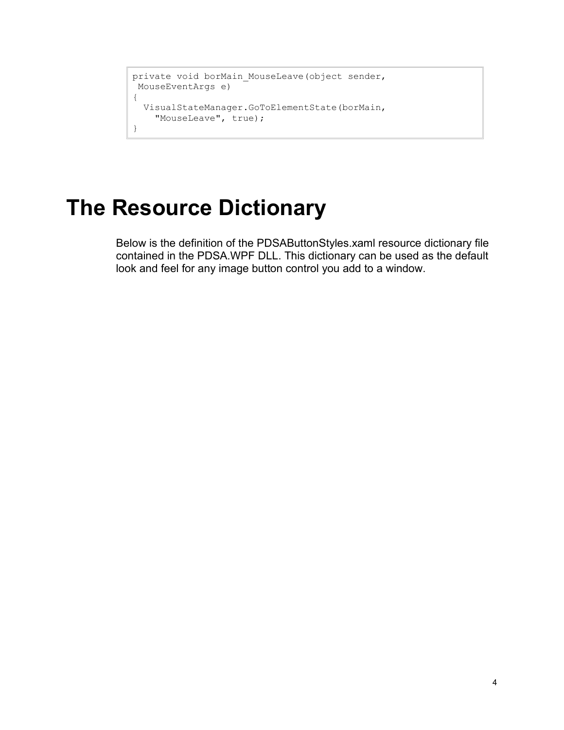```
private void borMain_MouseLeave(object sender,
 MouseEventArgs e)
{
  VisualStateManager.GoToElementState(borMain,
    "MouseLeave", true);
}
```

# The Resource Dictionary

Below is the definition of the PDSAButtonStyles.xaml resource dictionary file contained in the PDSA.WPF DLL. This dictionary can be used as the default look and feel for any image button control you add to a window.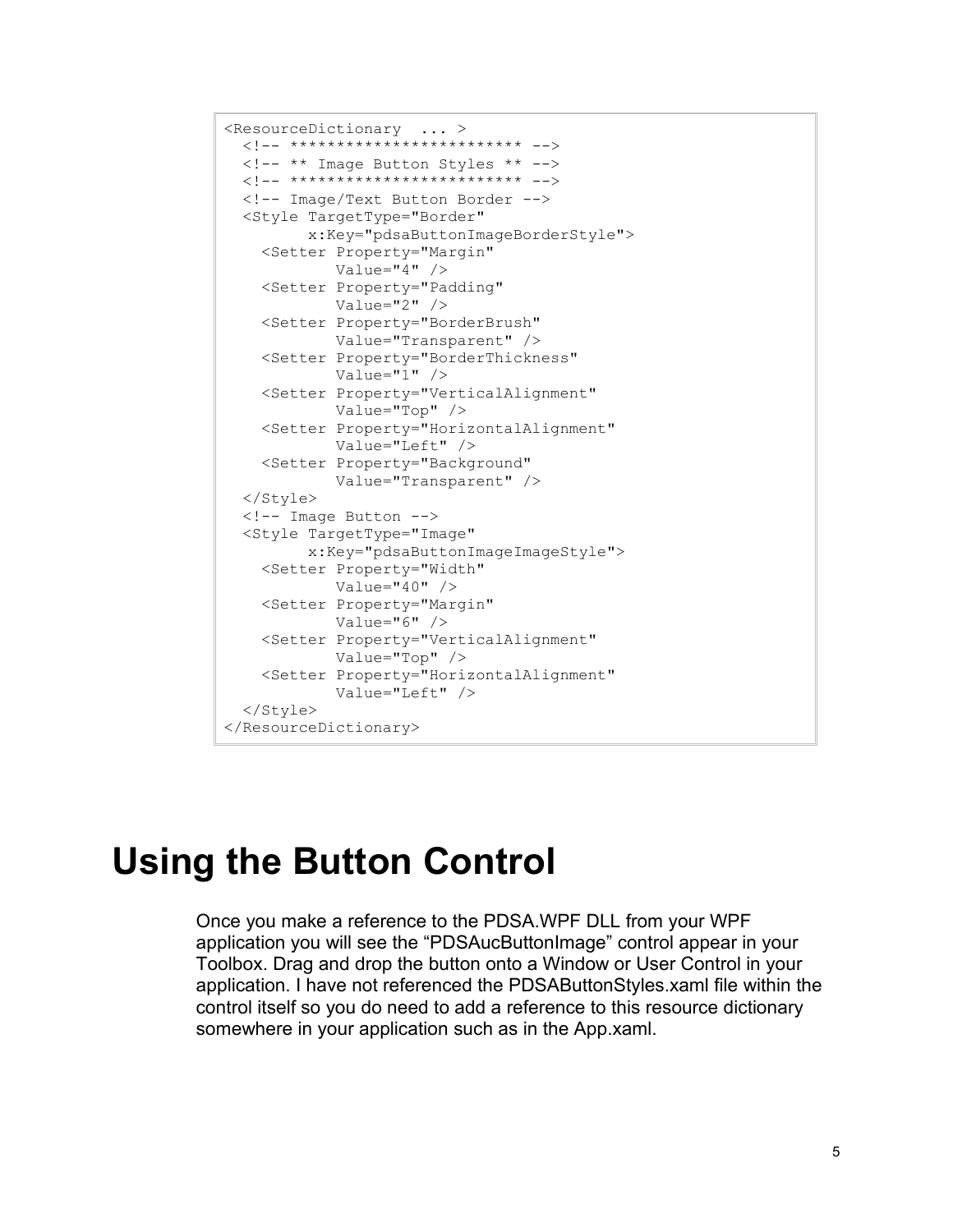```
<ResourceDictionary  ... >
  <!-- ************************* -->
  <!-- ** Image Button Styles ** -->
  <!-- ************************* -->
  <!-- Image/Text Button Border -->
  <Style TargetType="Border"
         x:Key="pdsaButtonImageBorderStyle">
    <Setter Property="Margin"
            Value="4" />
    <Setter Property="Padding"
            Value="2" />
    <Setter Property="BorderBrush"
            Value="Transparent" />
    <Setter Property="BorderThickness"
            Value="1" />
    <Setter Property="VerticalAlignment"
            Value="Top" />
    <Setter Property="HorizontalAlignment"
            Value="Left" />
    <Setter Property="Background"
            Value="Transparent" />
  </Style>
  <!-- Image Button -->
  <Style TargetType="Image"
         x:Key="pdsaButtonImageImageStyle">
    <Setter Property="Width"
            Value="40" />
    <Setter Property="Margin"
            Value="6" />
    <Setter Property="VerticalAlignment"
            Value="Top" />
    <Setter Property="HorizontalAlignment"
            Value="Left" />
  </Style>
</ResourceDictionary>
```

# Using the Button Control

Once you make a reference to the PDSA.WPF DLL from your WPF application you will see the “PDSAucButtonImage” control appear in your Toolbox. Drag and drop the button onto a Window or User Control in your application. I have not referenced the PDSAButtonStyles.xaml file within the control itself so you do need to add a reference to this resource dictionary somewhere in your application such as in the App.xaml.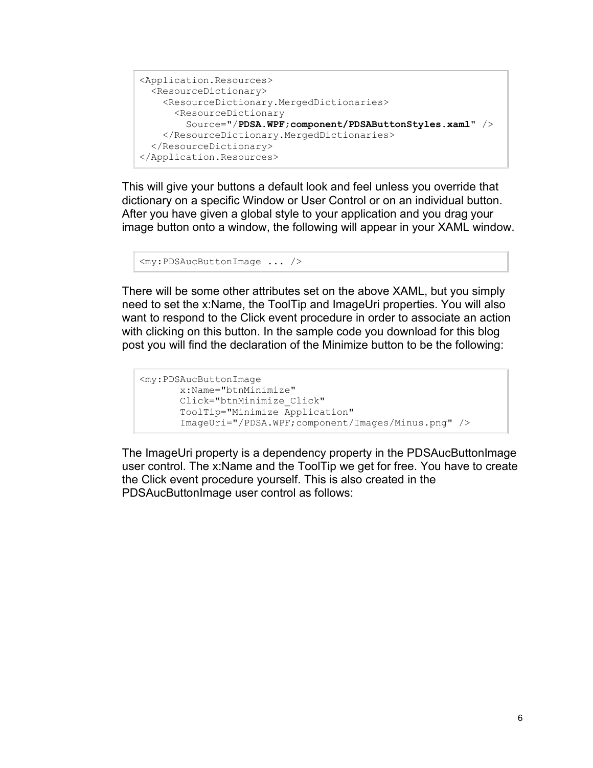```
<Application.Resources>
  <ResourceDictionary>
    <ResourceDictionary.MergedDictionaries>
      <ResourceDictionary
        Source="/PDSA.WPF;component/PDSAButtonStyles.xaml" />
    </ResourceDictionary.MergedDictionaries>
  </ResourceDictionary>
</Application.Resources>
```

This will give your buttons a default look and feel unless you override that dictionary on a specific Window or User Control or on an individual button. After you have given a global style to your application and you drag your image button onto a window, the following will appear in your XAML window.

```
<my:PDSAucButtonImage ... />
```

There will be some other attributes set on the above XAML, but you simply need to set the x:Name, the ToolTip and ImageUri properties. You will also want to respond to the Click event procedure in order to associate an action with clicking on this button. In the sample code you download for this blog post you will find the declaration of the Minimize button to be the following:

```
<my:PDSAucButtonImage
       x:Name="btnMinimize"
       Click="btnMinimize_Click"
       ToolTip="Minimize Application"
       ImageUri="/PDSA.WPF;component/Images/Minus.png" />
```

The ImageUri property is a dependency property in the PDSAucButtonImage user control. The x:Name and the ToolTip we get for free. You have to create the Click event procedure yourself. This is also created in the PDSAucButtonImage user control as follows: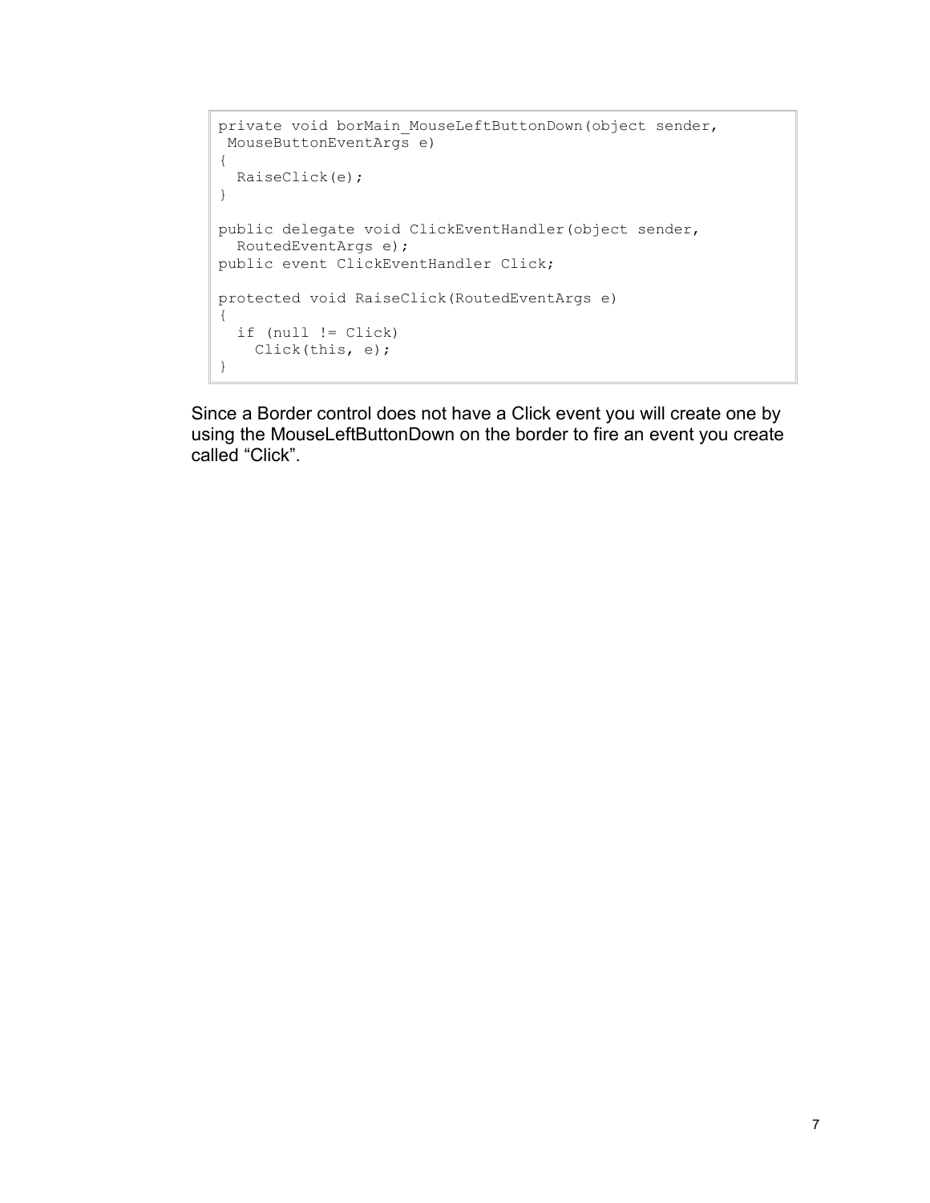```
private void borMain_MouseLeftButtonDown(object sender,
 MouseButtonEventArgs e)
{
  RaiseClick(e);
}

public delegate void ClickEventHandler(object sender,
  RoutedEventArgs e);
public event ClickEventHandler Click;

protected void RaiseClick(RoutedEventArgs e)
{
  if (null != Click)
    Click(this, e);
}
```

Since a Border control does not have a Click event you will create one by using the MouseLeftButtonDown on the border to fire an event you create called “Click”.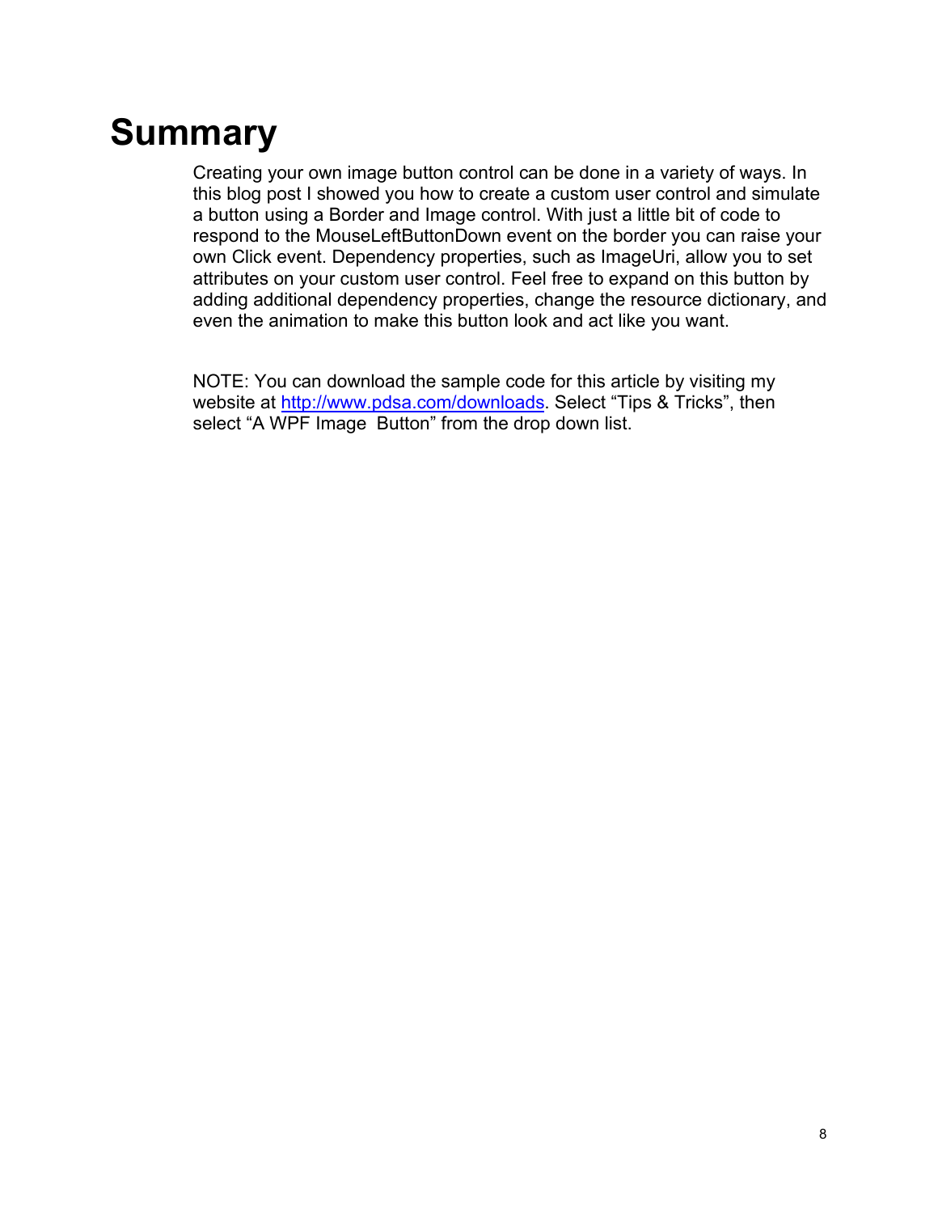# Summary

Creating your own image button control can be done in a variety of ways. In this blog post I showed you how to create a custom user control and simulate a button using a Border and Image control. With just a little bit of code to respond to the MouseLeftButtonDown event on the border you can raise your own Click event. Dependency properties, such as ImageUri, allow you to set attributes on your custom user control. Feel free to expand on this button by adding additional dependency properties, change the resource dictionary, and even the animation to make this button look and act like you want.

NOTE: You can download the sample code for this article by visiting my website at [http://www.pdsa.com/downloads](http://www.pdsa.com/downloads). Select “Tips & Tricks”, then select “A WPF Image Button” from the drop down list.